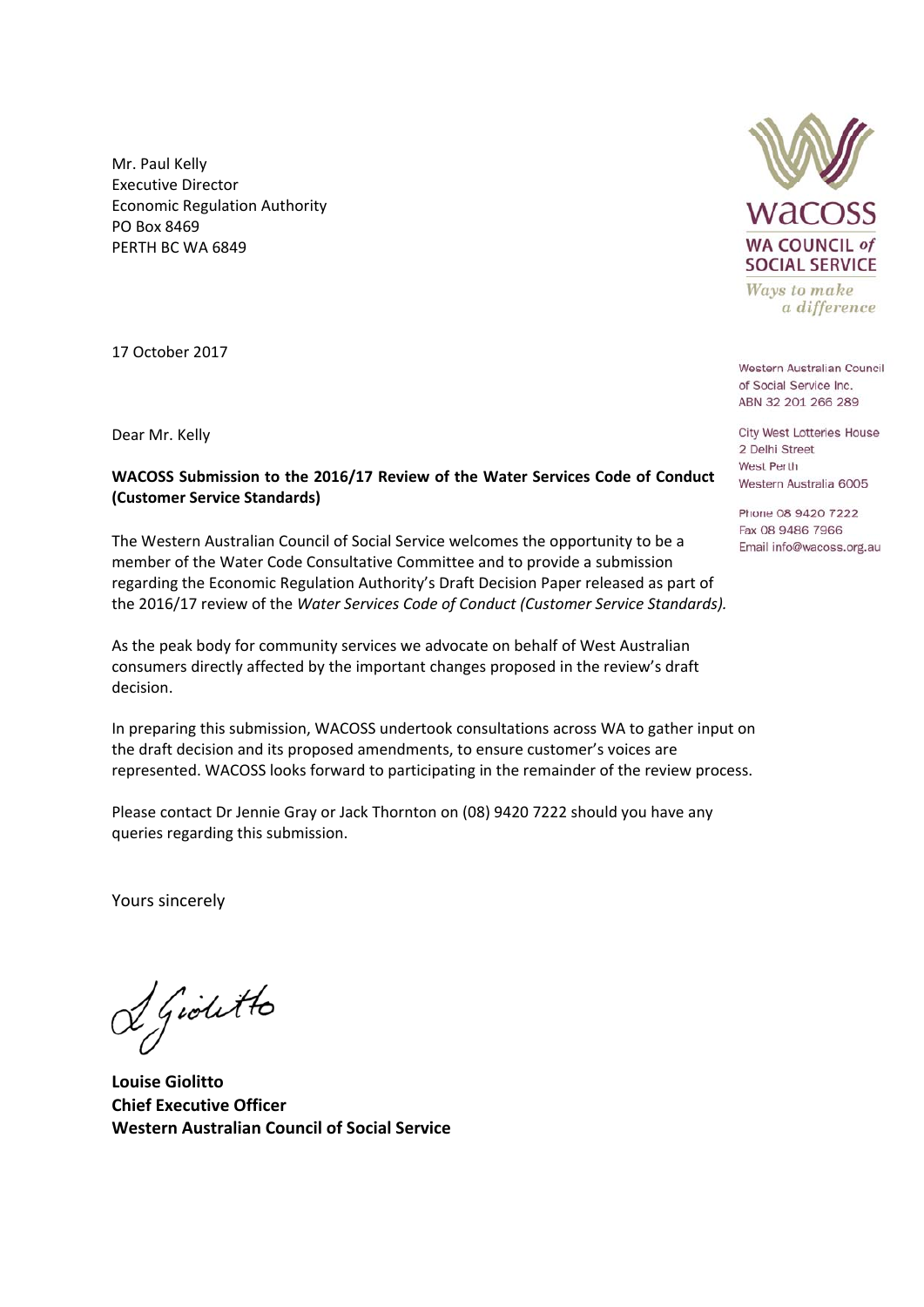Mr. Paul Kelly
Executive Director
Economic Regulation Authority
PO Box 8469
PERTH BC WA 6849

WACOSS
WA COUNCIL of SOCIAL SERVICE
*Ways to make a difference*

Western Australian Council of Social Service Inc.
ABN 32 201 266 289

City West Lotteries House
2 Delhi Street
West Perth
Western Australia 6005

Phone 08 9420 7222
Fax 08 9486 7966
Email info@wacoss.org.au

17 October 2017

Dear Mr. Kelly

**WACOSS Submission to the 2016/17 Review of the Water Services Code of Conduct (Customer Service Standards)**

The Western Australian Council of Social Service welcomes the opportunity to be a member of the Water Code Consultative Committee and to provide a submission regarding the Economic Regulation Authority's Draft Decision Paper released as part of the 2016/17 review of the *Water Services Code of Conduct (Customer Service Standards).*

As the peak body for community services we advocate on behalf of West Australian consumers directly affected by the important changes proposed in the review's draft decision.

In preparing this submission, WACOSS undertook consultations across WA to gather input on the draft decision and its proposed amendments, to ensure customer's voices are represented. WACOSS looks forward to participating in the remainder of the review process.

Please contact Dr Jennie Gray or Jack Thornton on (08) 9420 7222 should you have any queries regarding this submission.

Yours sincerely

L Giolitto

**Louise Giolitto**
**Chief Executive Officer**
**Western Australian Council of Social Service**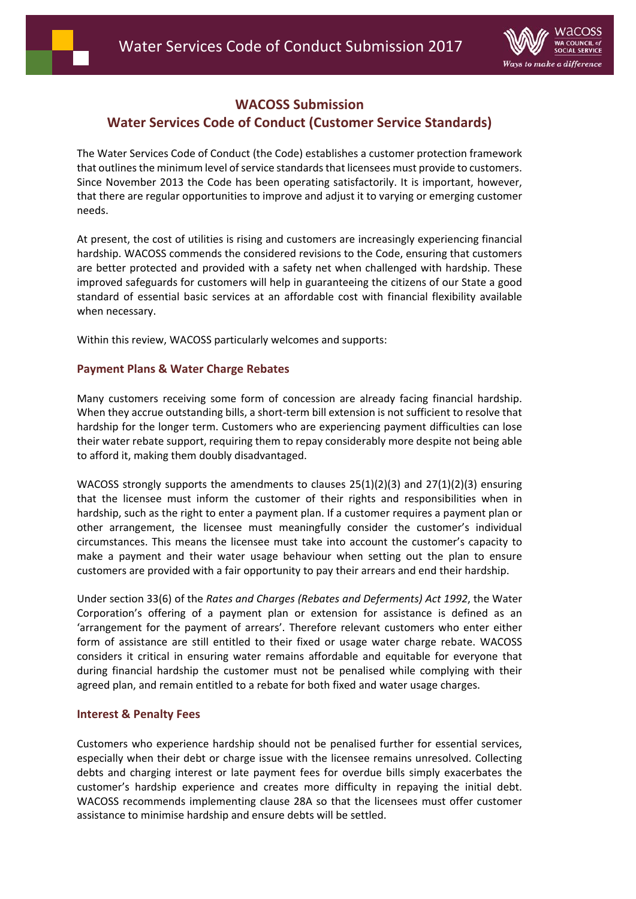## WACOSS Submission

## Water Services Code of Conduct (Customer Service Standards)

The Water Services Code of Conduct (the Code) establishes a customer protection framework that outlines the minimum level of service standards that licensees must provide to customers. Since November 2013 the Code has been operating satisfactorily. It is important, however, that there are regular opportunities to improve and adjust it to varying or emerging customer needs.

At present, the cost of utilities is rising and customers are increasingly experiencing financial hardship. WACOSS commends the considered revisions to the Code, ensuring that customers are better protected and provided with a safety net when challenged with hardship. These improved safeguards for customers will help in guaranteeing the citizens of our State a good standard of essential basic services at an affordable cost with financial flexibility available when necessary.

Within this review, WACOSS particularly welcomes and supports:

### Payment Plans & Water Charge Rebates

Many customers receiving some form of concession are already facing financial hardship. When they accrue outstanding bills, a short-term bill extension is not sufficient to resolve that hardship for the longer term. Customers who are experiencing payment difficulties can lose their water rebate support, requiring them to repay considerably more despite not being able to afford it, making them doubly disadvantaged.

WACOSS strongly supports the amendments to clauses 25(1)(2)(3) and 27(1)(2)(3) ensuring that the licensee must inform the customer of their rights and responsibilities when in hardship, such as the right to enter a payment plan. If a customer requires a payment plan or other arrangement, the licensee must meaningfully consider the customer's individual circumstances. This means the licensee must take into account the customer's capacity to make a payment and their water usage behaviour when setting out the plan to ensure customers are provided with a fair opportunity to pay their arrears and end their hardship.

Under section 33(6) of the *Rates and Charges (Rebates and Deferments) Act 1992*, the Water Corporation's offering of a payment plan or extension for assistance is defined as an 'arrangement for the payment of arrears'. Therefore relevant customers who enter either form of assistance are still entitled to their fixed or usage water charge rebate. WACOSS considers it critical in ensuring water remains affordable and equitable for everyone that during financial hardship the customer must not be penalised while complying with their agreed plan, and remain entitled to a rebate for both fixed and water usage charges.

### Interest & Penalty Fees

Customers who experience hardship should not be penalised further for essential services, especially when their debt or charge issue with the licensee remains unresolved. Collecting debts and charging interest or late payment fees for overdue bills simply exacerbates the customer's hardship experience and creates more difficulty in repaying the initial debt. WACOSS recommends implementing clause 28A so that the licensees must offer customer assistance to minimise hardship and ensure debts will be settled.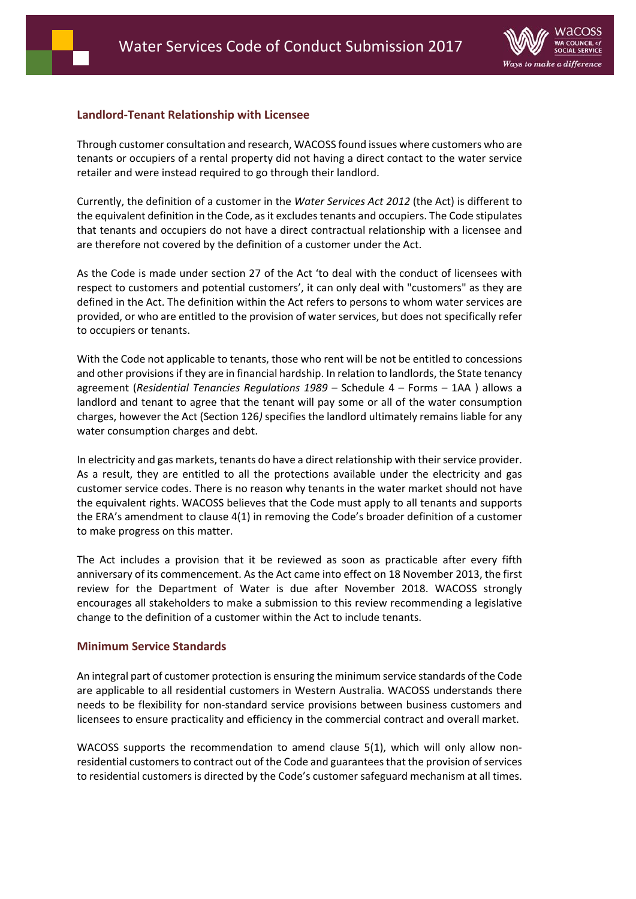## Landlord-Tenant Relationship with Licensee

Through customer consultation and research, WACOSS found issues where customers who are tenants or occupiers of a rental property did not having a direct contact to the water service retailer and were instead required to go through their landlord.

Currently, the definition of a customer in the *Water Services Act 2012* (the Act) is different to the equivalent definition in the Code, as it excludes tenants and occupiers. The Code stipulates that tenants and occupiers do not have a direct contractual relationship with a licensee and are therefore not covered by the definition of a customer under the Act.

As the Code is made under section 27 of the Act 'to deal with the conduct of licensees with respect to customers and potential customers', it can only deal with "customers" as they are defined in the Act. The definition within the Act refers to persons to whom water services are provided, or who are entitled to the provision of water services, but does not specifically refer to occupiers or tenants.

With the Code not applicable to tenants, those who rent will be not be entitled to concessions and other provisions if they are in financial hardship. In relation to landlords, the State tenancy agreement (*Residential Tenancies Regulations 1989* – Schedule 4 – Forms – 1AA ) allows a landlord and tenant to agree that the tenant will pay some or all of the water consumption charges, however the Act (Section 126*)* specifies the landlord ultimately remains liable for any water consumption charges and debt.

In electricity and gas markets, tenants do have a direct relationship with their service provider. As a result, they are entitled to all the protections available under the electricity and gas customer service codes. There is no reason why tenants in the water market should not have the equivalent rights. WACOSS believes that the Code must apply to all tenants and supports the ERA's amendment to clause 4(1) in removing the Code's broader definition of a customer to make progress on this matter.

The Act includes a provision that it be reviewed as soon as practicable after every fifth anniversary of its commencement. As the Act came into effect on 18 November 2013, the first review for the Department of Water is due after November 2018. WACOSS strongly encourages all stakeholders to make a submission to this review recommending a legislative change to the definition of a customer within the Act to include tenants.

## Minimum Service Standards

An integral part of customer protection is ensuring the minimum service standards of the Code are applicable to all residential customers in Western Australia. WACOSS understands there needs to be flexibility for non-standard service provisions between business customers and licensees to ensure practicality and efficiency in the commercial contract and overall market.

WACOSS supports the recommendation to amend clause 5(1), which will only allow non-residential customers to contract out of the Code and guarantees that the provision of services to residential customers is directed by the Code's customer safeguard mechanism at all times.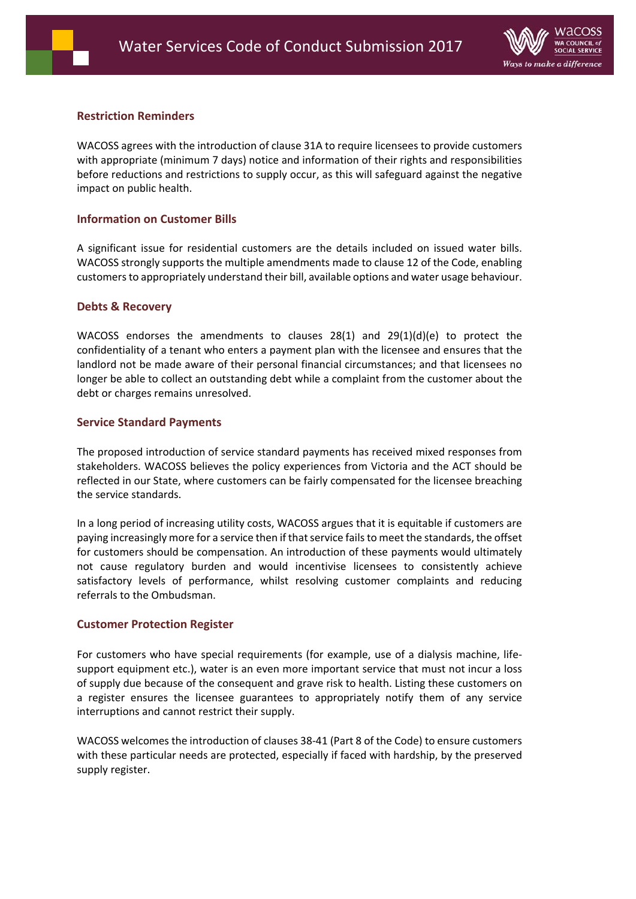### Restriction Reminders

WACOSS agrees with the introduction of clause 31A to require licensees to provide customers with appropriate (minimum 7 days) notice and information of their rights and responsibilities before reductions and restrictions to supply occur, as this will safeguard against the negative impact on public health.

### Information on Customer Bills

A significant issue for residential customers are the details included on issued water bills. WACOSS strongly supports the multiple amendments made to clause 12 of the Code, enabling customers to appropriately understand their bill, available options and water usage behaviour.

### Debts & Recovery

WACOSS endorses the amendments to clauses 28(1) and 29(1)(d)(e) to protect the confidentiality of a tenant who enters a payment plan with the licensee and ensures that the landlord not be made aware of their personal financial circumstances; and that licensees no longer be able to collect an outstanding debt while a complaint from the customer about the debt or charges remains unresolved.

### Service Standard Payments

The proposed introduction of service standard payments has received mixed responses from stakeholders. WACOSS believes the policy experiences from Victoria and the ACT should be reflected in our State, where customers can be fairly compensated for the licensee breaching the service standards.

In a long period of increasing utility costs, WACOSS argues that it is equitable if customers are paying increasingly more for a service then if that service fails to meet the standards, the offset for customers should be compensation. An introduction of these payments would ultimately not cause regulatory burden and would incentivise licensees to consistently achieve satisfactory levels of performance, whilst resolving customer complaints and reducing referrals to the Ombudsman.

### Customer Protection Register

For customers who have special requirements (for example, use of a dialysis machine, life-support equipment etc.), water is an even more important service that must not incur a loss of supply due because of the consequent and grave risk to health. Listing these customers on a register ensures the licensee guarantees to appropriately notify them of any service interruptions and cannot restrict their supply.

WACOSS welcomes the introduction of clauses 38-41 (Part 8 of the Code) to ensure customers with these particular needs are protected, especially if faced with hardship, by the preserved supply register.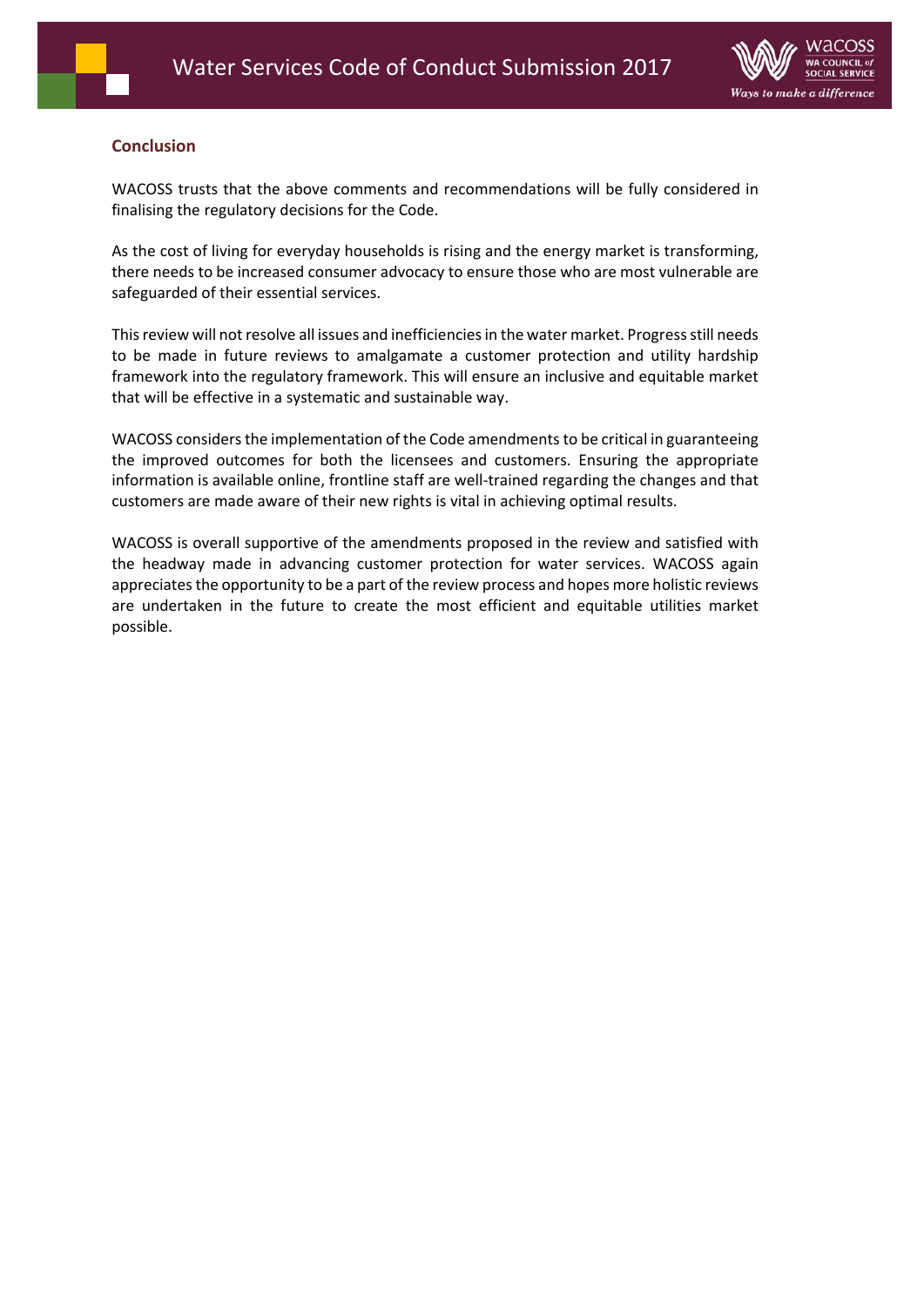## Conclusion

WACOSS trusts that the above comments and recommendations will be fully considered in finalising the regulatory decisions for the Code.

As the cost of living for everyday households is rising and the energy market is transforming, there needs to be increased consumer advocacy to ensure those who are most vulnerable are safeguarded of their essential services.

This review will not resolve all issues and inefficiencies in the water market. Progress still needs to be made in future reviews to amalgamate a customer protection and utility hardship framework into the regulatory framework. This will ensure an inclusive and equitable market that will be effective in a systematic and sustainable way.

WACOSS considers the implementation of the Code amendments to be critical in guaranteeing the improved outcomes for both the licensees and customers. Ensuring the appropriate information is available online, frontline staff are well-trained regarding the changes and that customers are made aware of their new rights is vital in achieving optimal results.

WACOSS is overall supportive of the amendments proposed in the review and satisfied with the headway made in advancing customer protection for water services. WACOSS again appreciates the opportunity to be a part of the review process and hopes more holistic reviews are undertaken in the future to create the most efficient and equitable utilities market possible.